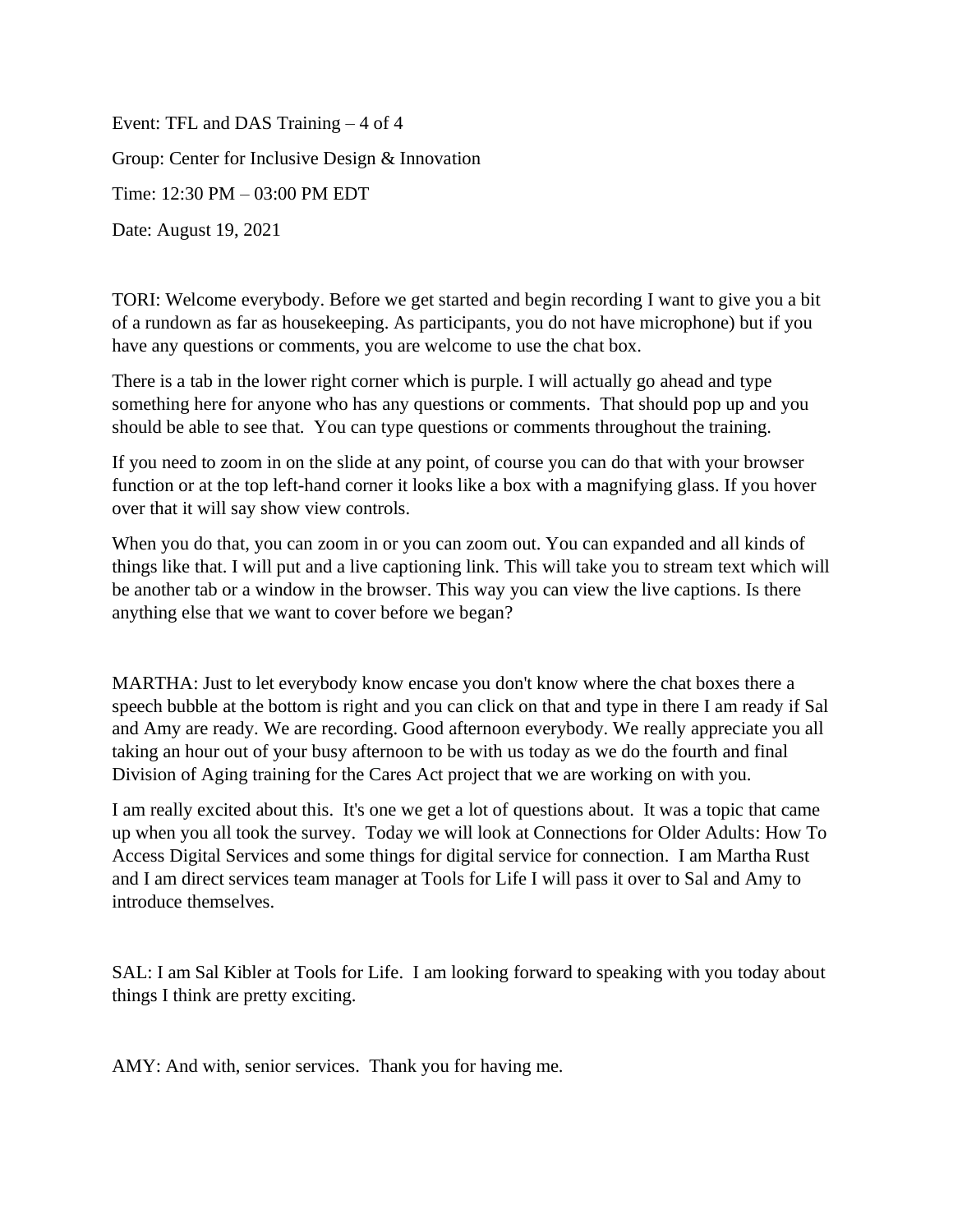Event: TFL and DAS Training – 4 of 4

Group: Center for Inclusive Design & Innovation

Time: 12:30 PM – 03:00 PM EDT

Date: August 19, 2021

TORI: Welcome everybody. Before we get started and begin recording I want to give you a bit of a rundown as far as housekeeping. As participants, you do not have microphone) but if you have any questions or comments, you are welcome to use the chat box.

There is a tab in the lower right corner which is purple. I will actually go ahead and type something here for anyone who has any questions or comments. That should pop up and you should be able to see that. You can type questions or comments throughout the training.

If you need to zoom in on the slide at any point, of course you can do that with your browser function or at the top left-hand corner it looks like a box with a magnifying glass. If you hover over that it will say show view controls.

When you do that, you can zoom in or you can zoom out. You can expanded and all kinds of things like that. I will put and a live captioning link. This will take you to stream text which will be another tab or a window in the browser. This way you can view the live captions. Is there anything else that we want to cover before we began?

MARTHA: Just to let everybody know encase you don't know where the chat boxes there a speech bubble at the bottom is right and you can click on that and type in there I am ready if Sal and Amy are ready. We are recording. Good afternoon everybody. We really appreciate you all taking an hour out of your busy afternoon to be with us today as we do the fourth and final Division of Aging training for the Cares Act project that we are working on with you.

I am really excited about this. It's one we get a lot of questions about. It was a topic that came up when you all took the survey. Today we will look at Connections for Older Adults: How To Access Digital Services and some things for digital service for connection. I am Martha Rust and I am direct services team manager at Tools for Life I will pass it over to Sal and Amy to introduce themselves.

SAL: I am Sal Kibler at Tools for Life. I am looking forward to speaking with you today about things I think are pretty exciting.

AMY: And with, senior services. Thank you for having me.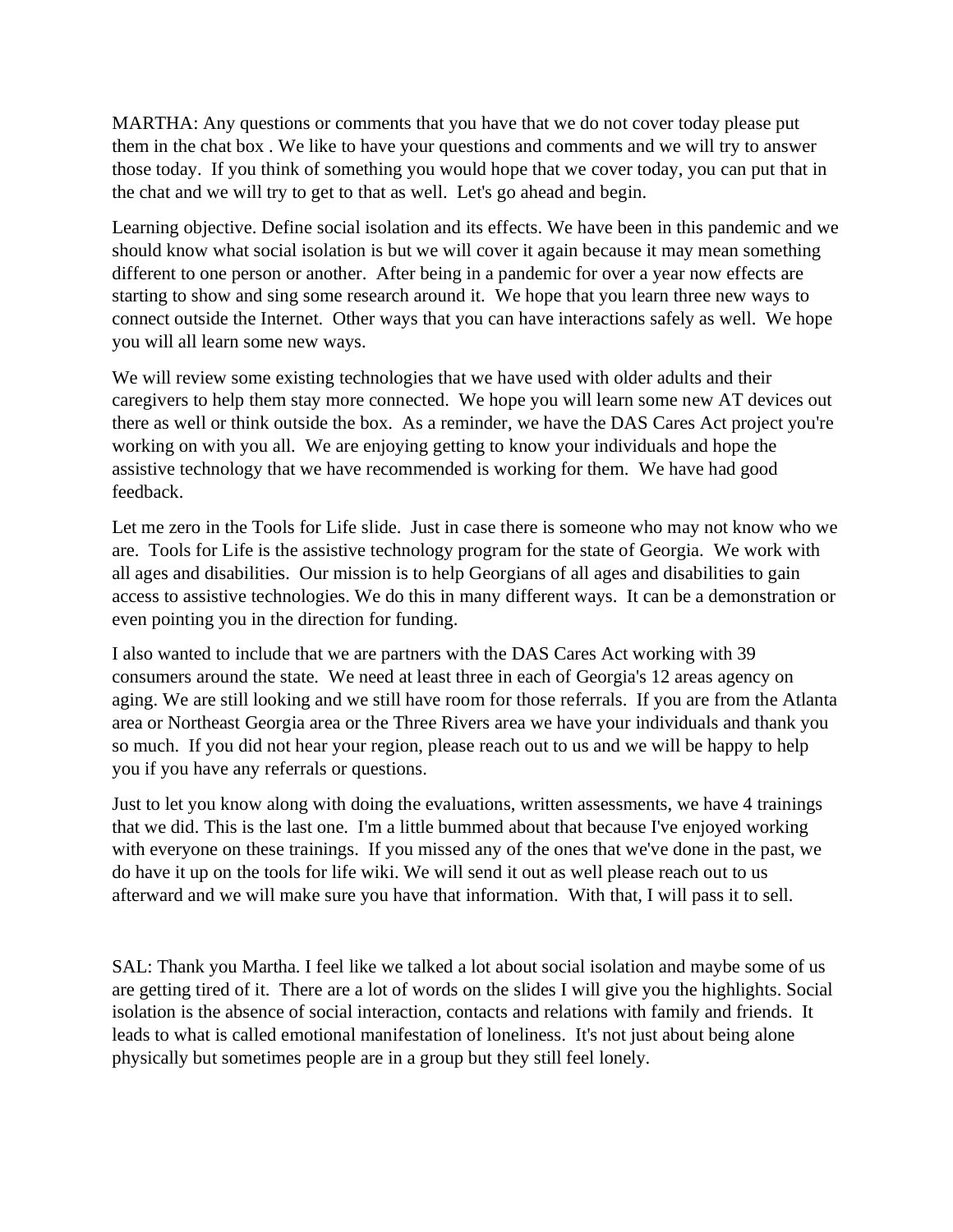MARTHA: Any questions or comments that you have that we do not cover today please put them in the chat box . We like to have your questions and comments and we will try to answer those today. If you think of something you would hope that we cover today, you can put that in the chat and we will try to get to that as well. Let's go ahead and begin.

Learning objective. Define social isolation and its effects. We have been in this pandemic and we should know what social isolation is but we will cover it again because it may mean something different to one person or another. After being in a pandemic for over a year now effects are starting to show and sing some research around it. We hope that you learn three new ways to connect outside the Internet. Other ways that you can have interactions safely as well. We hope you will all learn some new ways.

We will review some existing technologies that we have used with older adults and their caregivers to help them stay more connected. We hope you will learn some new AT devices out there as well or think outside the box. As a reminder, we have the DAS Cares Act project you're working on with you all. We are enjoying getting to know your individuals and hope the assistive technology that we have recommended is working for them. We have had good feedback.

Let me zero in the Tools for Life slide. Just in case there is someone who may not know who we are. Tools for Life is the assistive technology program for the state of Georgia. We work with all ages and disabilities. Our mission is to help Georgians of all ages and disabilities to gain access to assistive technologies. We do this in many different ways. It can be a demonstration or even pointing you in the direction for funding.

I also wanted to include that we are partners with the DAS Cares Act working with 39 consumers around the state. We need at least three in each of Georgia's 12 areas agency on aging. We are still looking and we still have room for those referrals. If you are from the Atlanta area or Northeast Georgia area or the Three Rivers area we have your individuals and thank you so much. If you did not hear your region, please reach out to us and we will be happy to help you if you have any referrals or questions.

Just to let you know along with doing the evaluations, written assessments, we have 4 trainings that we did. This is the last one. I'm a little bummed about that because I've enjoyed working with everyone on these trainings. If you missed any of the ones that we've done in the past, we do have it up on the tools for life wiki. We will send it out as well please reach out to us afterward and we will make sure you have that information. With that, I will pass it to sell.

SAL: Thank you Martha. I feel like we talked a lot about social isolation and maybe some of us are getting tired of it. There are a lot of words on the slides I will give you the highlights. Social isolation is the absence of social interaction, contacts and relations with family and friends. It leads to what is called emotional manifestation of loneliness. It's not just about being alone physically but sometimes people are in a group but they still feel lonely.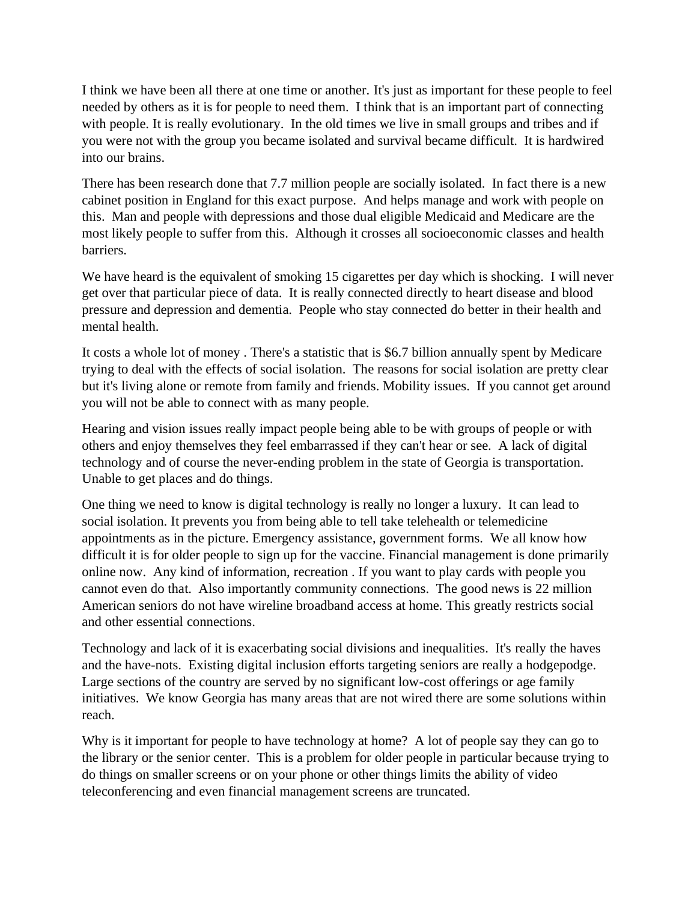I think we have been all there at one time or another. It's just as important for these people to feel needed by others as it is for people to need them. I think that is an important part of connecting with people. It is really evolutionary. In the old times we live in small groups and tribes and if you were not with the group you became isolated and survival became difficult. It is hardwired into our brains.

There has been research done that 7.7 million people are socially isolated. In fact there is a new cabinet position in England for this exact purpose. And helps manage and work with people on this. Man and people with depressions and those dual eligible Medicaid and Medicare are the most likely people to suffer from this. Although it crosses all socioeconomic classes and health barriers.

We have heard is the equivalent of smoking 15 cigarettes per day which is shocking. I will never get over that particular piece of data. It is really connected directly to heart disease and blood pressure and depression and dementia. People who stay connected do better in their health and mental health.

It costs a whole lot of money . There's a statistic that is $6.7 billion annually spent by Medicare trying to deal with the effects of social isolation. The reasons for social isolation are pretty clear but it's living alone or remote from family and friends. Mobility issues. If you cannot get around you will not be able to connect with as many people.

Hearing and vision issues really impact people being able to be with groups of people or with others and enjoy themselves they feel embarrassed if they can't hear or see. A lack of digital technology and of course the never-ending problem in the state of Georgia is transportation. Unable to get places and do things.

One thing we need to know is digital technology is really no longer a luxury. It can lead to social isolation. It prevents you from being able to tell take telehealth or telemedicine appointments as in the picture. Emergency assistance, government forms. We all know how difficult it is for older people to sign up for the vaccine. Financial management is done primarily online now. Any kind of information, recreation . If you want to play cards with people you cannot even do that. Also importantly community connections. The good news is 22 million American seniors do not have wireline broadband access at home. This greatly restricts social and other essential connections.

Technology and lack of it is exacerbating social divisions and inequalities. It's really the haves and the have-nots. Existing digital inclusion efforts targeting seniors are really a hodgepodge. Large sections of the country are served by no significant low-cost offerings or age family initiatives. We know Georgia has many areas that are not wired there are some solutions within reach.

Why is it important for people to have technology at home? A lot of people say they can go to the library or the senior center. This is a problem for older people in particular because trying to do things on smaller screens or on your phone or other things limits the ability of video teleconferencing and even financial management screens are truncated.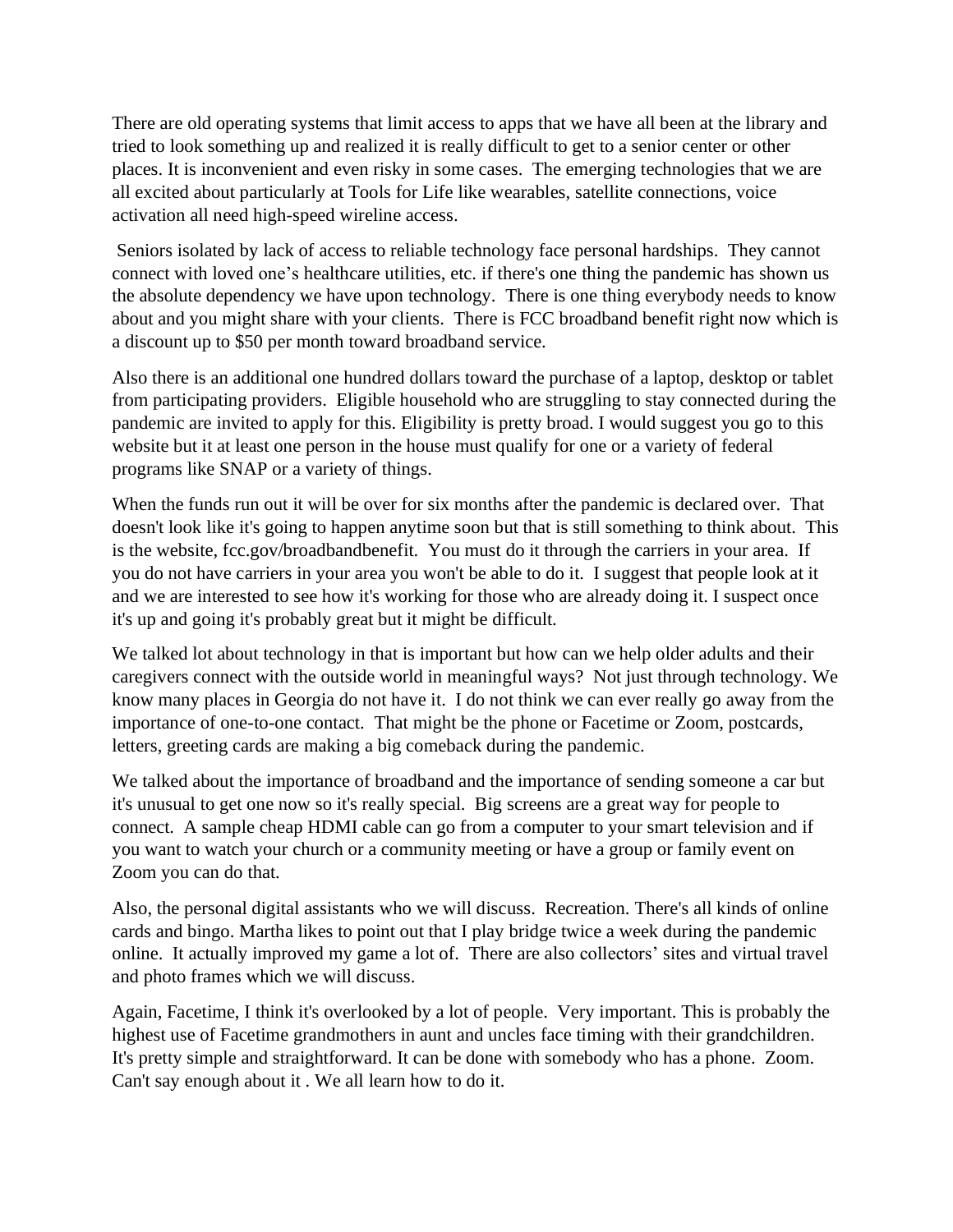There are old operating systems that limit access to apps that we have all been at the library and tried to look something up and realized it is really difficult to get to a senior center or other places. It is inconvenient and even risky in some cases. The emerging technologies that we are all excited about particularly at Tools for Life like wearables, satellite connections, voice activation all need high-speed wireline access.

Seniors isolated by lack of access to reliable technology face personal hardships. They cannot connect with loved one's healthcare utilities, etc. if there's one thing the pandemic has shown us the absolute dependency we have upon technology. There is one thing everybody needs to know about and you might share with your clients. There is FCC broadband benefit right now which is a discount up to $50 per month toward broadband service.

Also there is an additional one hundred dollars toward the purchase of a laptop, desktop or tablet from participating providers. Eligible household who are struggling to stay connected during the pandemic are invited to apply for this. Eligibility is pretty broad. I would suggest you go to this website but it at least one person in the house must qualify for one or a variety of federal programs like SNAP or a variety of things.

When the funds run out it will be over for six months after the pandemic is declared over. That doesn't look like it's going to happen anytime soon but that is still something to think about. This is the website, fcc.gov/broadbandbenefit. You must do it through the carriers in your area. If you do not have carriers in your area you won't be able to do it. I suggest that people look at it and we are interested to see how it's working for those who are already doing it. I suspect once it's up and going it's probably great but it might be difficult.

We talked lot about technology in that is important but how can we help older adults and their caregivers connect with the outside world in meaningful ways? Not just through technology. We know many places in Georgia do not have it. I do not think we can ever really go away from the importance of one-to-one contact. That might be the phone or Facetime or Zoom, postcards, letters, greeting cards are making a big comeback during the pandemic.

We talked about the importance of broadband and the importance of sending someone a car but it's unusual to get one now so it's really special. Big screens are a great way for people to connect. A sample cheap HDMI cable can go from a computer to your smart television and if you want to watch your church or a community meeting or have a group or family event on Zoom you can do that.

Also, the personal digital assistants who we will discuss. Recreation. There's all kinds of online cards and bingo. Martha likes to point out that I play bridge twice a week during the pandemic online. It actually improved my game a lot of. There are also collectors' sites and virtual travel and photo frames which we will discuss.

Again, Facetime, I think it's overlooked by a lot of people. Very important. This is probably the highest use of Facetime grandmothers in aunt and uncles face timing with their grandchildren. It's pretty simple and straightforward. It can be done with somebody who has a phone. Zoom. Can't say enough about it . We all learn how to do it.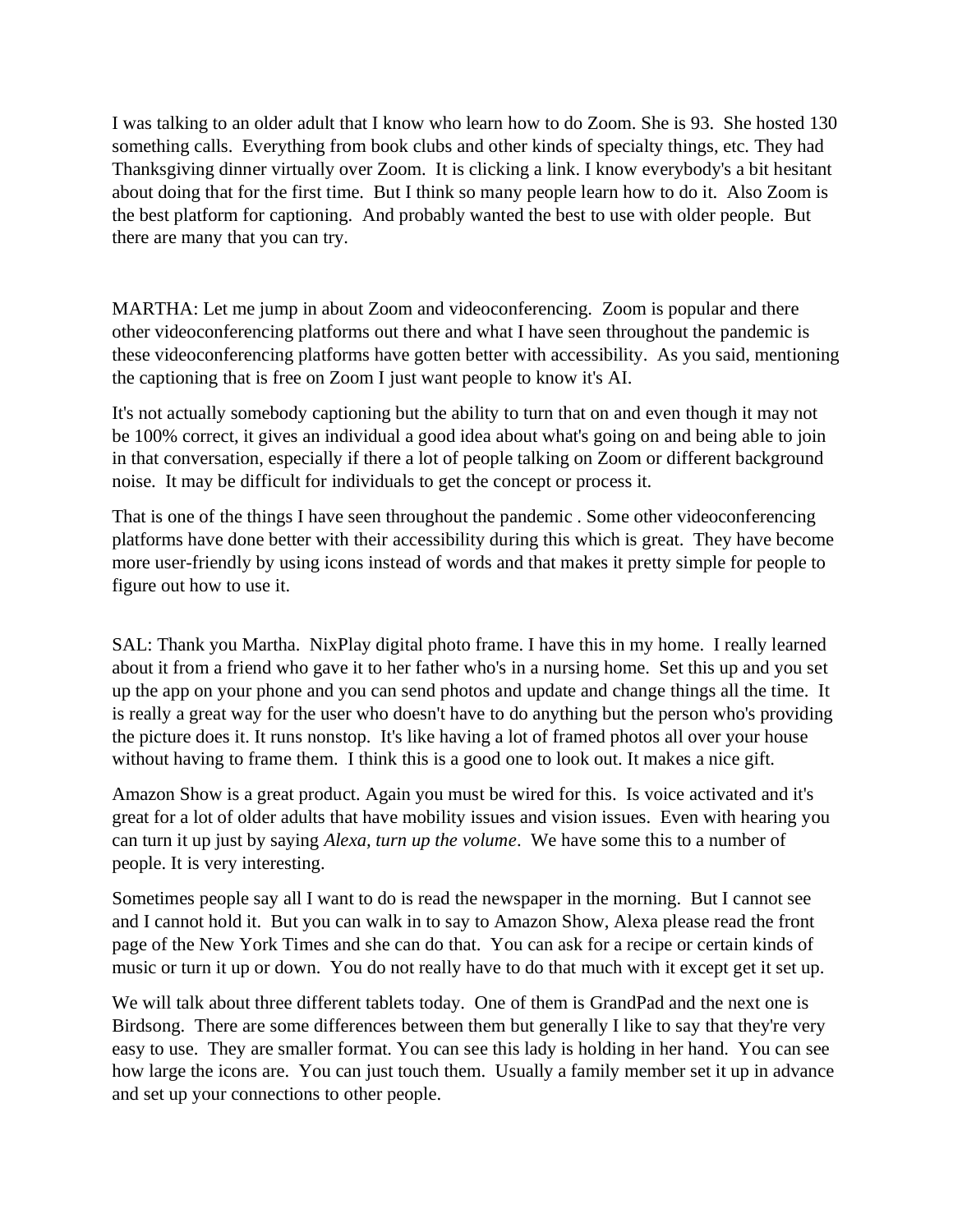I was talking to an older adult that I know who learn how to do Zoom. She is 93. She hosted 130 something calls. Everything from book clubs and other kinds of specialty things, etc. They had Thanksgiving dinner virtually over Zoom. It is clicking a link. I know everybody's a bit hesitant about doing that for the first time. But I think so many people learn how to do it. Also Zoom is the best platform for captioning. And probably wanted the best to use with older people. But there are many that you can try.

MARTHA: Let me jump in about Zoom and videoconferencing. Zoom is popular and there other videoconferencing platforms out there and what I have seen throughout the pandemic is these videoconferencing platforms have gotten better with accessibility. As you said, mentioning the captioning that is free on Zoom I just want people to know it's AI.

It's not actually somebody captioning but the ability to turn that on and even though it may not be 100% correct, it gives an individual a good idea about what's going on and being able to join in that conversation, especially if there a lot of people talking on Zoom or different background noise. It may be difficult for individuals to get the concept or process it.

That is one of the things I have seen throughout the pandemic . Some other videoconferencing platforms have done better with their accessibility during this which is great. They have become more user-friendly by using icons instead of words and that makes it pretty simple for people to figure out how to use it.

SAL: Thank you Martha. NixPlay digital photo frame. I have this in my home. I really learned about it from a friend who gave it to her father who's in a nursing home. Set this up and you set up the app on your phone and you can send photos and update and change things all the time. It is really a great way for the user who doesn't have to do anything but the person who's providing the picture does it. It runs nonstop. It's like having a lot of framed photos all over your house without having to frame them. I think this is a good one to look out. It makes a nice gift.

Amazon Show is a great product. Again you must be wired for this. Is voice activated and it's great for a lot of older adults that have mobility issues and vision issues. Even with hearing you can turn it up just by saying *Alexa, turn up the volume*. We have some this to a number of people. It is very interesting.

Sometimes people say all I want to do is read the newspaper in the morning. But I cannot see and I cannot hold it. But you can walk in to say to Amazon Show, Alexa please read the front page of the New York Times and she can do that. You can ask for a recipe or certain kinds of music or turn it up or down. You do not really have to do that much with it except get it set up.

We will talk about three different tablets today. One of them is GrandPad and the next one is Birdsong. There are some differences between them but generally I like to say that they're very easy to use. They are smaller format. You can see this lady is holding in her hand. You can see how large the icons are. You can just touch them. Usually a family member set it up in advance and set up your connections to other people.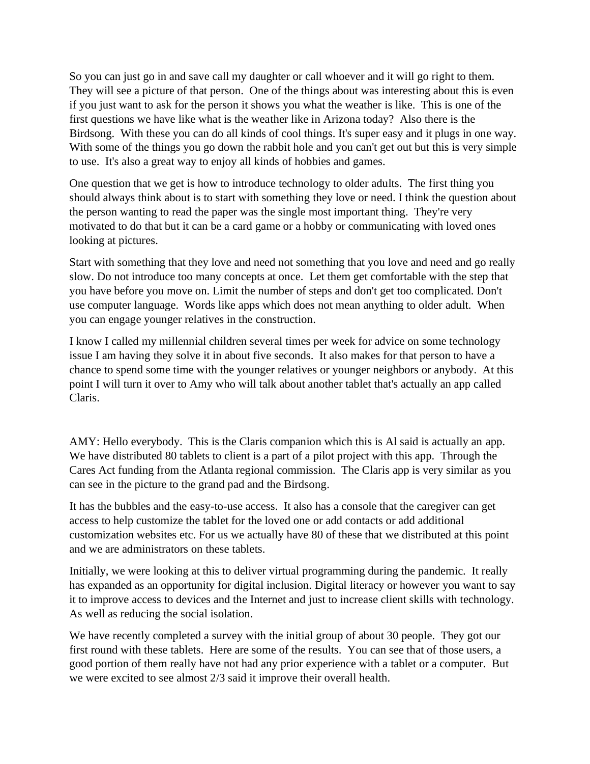So you can just go in and save call my daughter or call whoever and it will go right to them. They will see a picture of that person. One of the things about was interesting about this is even if you just want to ask for the person it shows you what the weather is like. This is one of the first questions we have like what is the weather like in Arizona today? Also there is the Birdsong. With these you can do all kinds of cool things. It's super easy and it plugs in one way. With some of the things you go down the rabbit hole and you can't get out but this is very simple to use. It's also a great way to enjoy all kinds of hobbies and games.

One question that we get is how to introduce technology to older adults. The first thing you should always think about is to start with something they love or need. I think the question about the person wanting to read the paper was the single most important thing. They're very motivated to do that but it can be a card game or a hobby or communicating with loved ones looking at pictures.

Start with something that they love and need not something that you love and need and go really slow. Do not introduce too many concepts at once. Let them get comfortable with the step that you have before you move on. Limit the number of steps and don't get too complicated. Don't use computer language. Words like apps which does not mean anything to older adult. When you can engage younger relatives in the construction.

I know I called my millennial children several times per week for advice on some technology issue I am having they solve it in about five seconds. It also makes for that person to have a chance to spend some time with the younger relatives or younger neighbors or anybody. At this point I will turn it over to Amy who will talk about another tablet that's actually an app called Claris.

AMY: Hello everybody. This is the Claris companion which this is Al said is actually an app. We have distributed 80 tablets to client is a part of a pilot project with this app. Through the Cares Act funding from the Atlanta regional commission. The Claris app is very similar as you can see in the picture to the grand pad and the Birdsong.

It has the bubbles and the easy-to-use access. It also has a console that the caregiver can get access to help customize the tablet for the loved one or add contacts or add additional customization websites etc. For us we actually have 80 of these that we distributed at this point and we are administrators on these tablets.

Initially, we were looking at this to deliver virtual programming during the pandemic. It really has expanded as an opportunity for digital inclusion. Digital literacy or however you want to say it to improve access to devices and the Internet and just to increase client skills with technology. As well as reducing the social isolation.

We have recently completed a survey with the initial group of about 30 people. They got our first round with these tablets. Here are some of the results. You can see that of those users, a good portion of them really have not had any prior experience with a tablet or a computer. But we were excited to see almost 2/3 said it improve their overall health.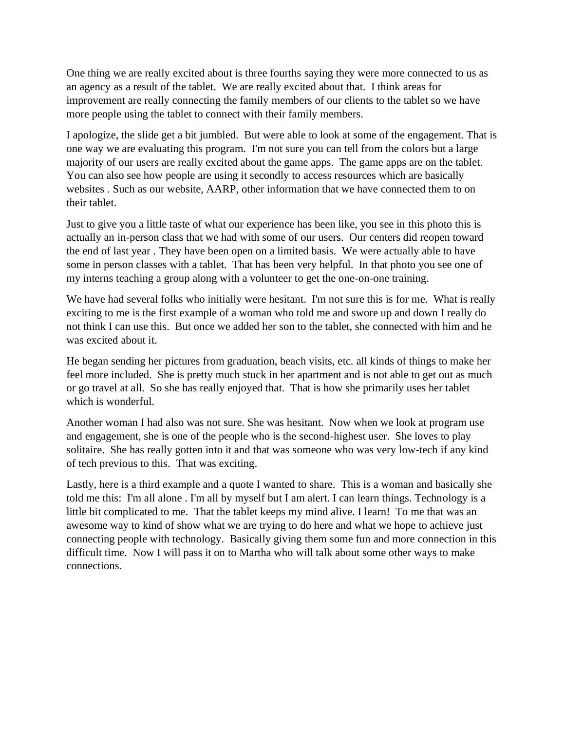One thing we are really excited about is three fourths saying they were more connected to us as an agency as a result of the tablet. We are really excited about that. I think areas for improvement are really connecting the family members of our clients to the tablet so we have more people using the tablet to connect with their family members.

I apologize, the slide get a bit jumbled. But were able to look at some of the engagement. That is one way we are evaluating this program. I'm not sure you can tell from the colors but a large majority of our users are really excited about the game apps. The game apps are on the tablet. You can also see how people are using it secondly to access resources which are basically websites . Such as our website, AARP, other information that we have connected them to on their tablet.

Just to give you a little taste of what our experience has been like, you see in this photo this is actually an in-person class that we had with some of our users. Our centers did reopen toward the end of last year . They have been open on a limited basis. We were actually able to have some in person classes with a tablet. That has been very helpful. In that photo you see one of my interns teaching a group along with a volunteer to get the one-on-one training.

We have had several folks who initially were hesitant. I'm not sure this is for me. What is really exciting to me is the first example of a woman who told me and swore up and down I really do not think I can use this. But once we added her son to the tablet, she connected with him and he was excited about it.

He began sending her pictures from graduation, beach visits, etc. all kinds of things to make her feel more included. She is pretty much stuck in her apartment and is not able to get out as much or go travel at all. So she has really enjoyed that. That is how she primarily uses her tablet which is wonderful.

Another woman I had also was not sure. She was hesitant. Now when we look at program use and engagement, she is one of the people who is the second-highest user. She loves to play solitaire. She has really gotten into it and that was someone who was very low-tech if any kind of tech previous to this. That was exciting.

Lastly, here is a third example and a quote I wanted to share. This is a woman and basically she told me this: I'm all alone . I'm all by myself but I am alert. I can learn things. Technology is a little bit complicated to me. That the tablet keeps my mind alive. I learn! To me that was an awesome way to kind of show what we are trying to do here and what we hope to achieve just connecting people with technology. Basically giving them some fun and more connection in this difficult time. Now I will pass it on to Martha who will talk about some other ways to make connections.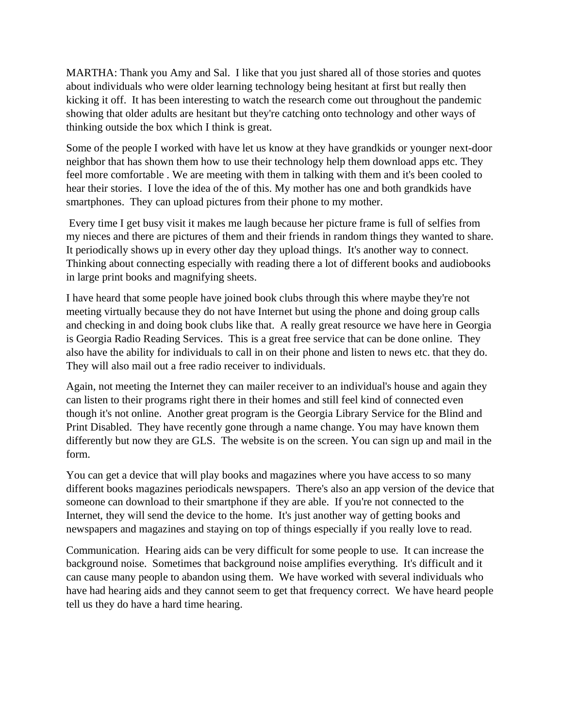MARTHA: Thank you Amy and Sal. I like that you just shared all of those stories and quotes about individuals who were older learning technology being hesitant at first but really then kicking it off. It has been interesting to watch the research come out throughout the pandemic showing that older adults are hesitant but they're catching onto technology and other ways of thinking outside the box which I think is great.

Some of the people I worked with have let us know at they have grandkids or younger next-door neighbor that has shown them how to use their technology help them download apps etc. They feel more comfortable . We are meeting with them in talking with them and it's been cooled to hear their stories. I love the idea of the of this. My mother has one and both grandkids have smartphones. They can upload pictures from their phone to my mother.

Every time I get busy visit it makes me laugh because her picture frame is full of selfies from my nieces and there are pictures of them and their friends in random things they wanted to share. It periodically shows up in every other day they upload things. It's another way to connect. Thinking about connecting especially with reading there a lot of different books and audiobooks in large print books and magnifying sheets.

I have heard that some people have joined book clubs through this where maybe they're not meeting virtually because they do not have Internet but using the phone and doing group calls and checking in and doing book clubs like that. A really great resource we have here in Georgia is Georgia Radio Reading Services. This is a great free service that can be done online. They also have the ability for individuals to call in on their phone and listen to news etc. that they do. They will also mail out a free radio receiver to individuals.

Again, not meeting the Internet they can mailer receiver to an individual's house and again they can listen to their programs right there in their homes and still feel kind of connected even though it's not online. Another great program is the Georgia Library Service for the Blind and Print Disabled. They have recently gone through a name change. You may have known them differently but now they are GLS. The website is on the screen. You can sign up and mail in the form.

You can get a device that will play books and magazines where you have access to so many different books magazines periodicals newspapers. There's also an app version of the device that someone can download to their smartphone if they are able. If you're not connected to the Internet, they will send the device to the home. It's just another way of getting books and newspapers and magazines and staying on top of things especially if you really love to read.

Communication. Hearing aids can be very difficult for some people to use. It can increase the background noise. Sometimes that background noise amplifies everything. It's difficult and it can cause many people to abandon using them. We have worked with several individuals who have had hearing aids and they cannot seem to get that frequency correct. We have heard people tell us they do have a hard time hearing.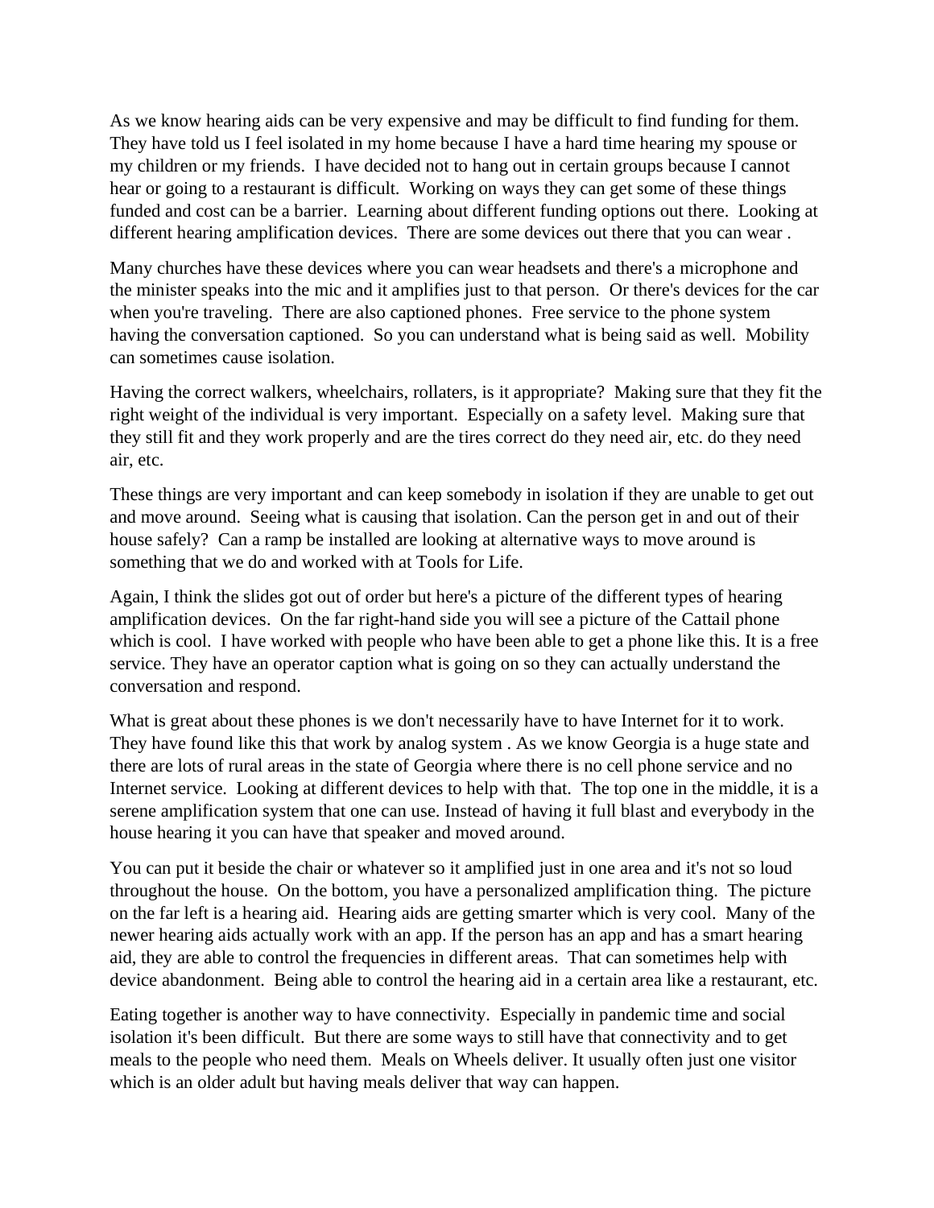As we know hearing aids can be very expensive and may be difficult to find funding for them. They have told us I feel isolated in my home because I have a hard time hearing my spouse or my children or my friends. I have decided not to hang out in certain groups because I cannot hear or going to a restaurant is difficult. Working on ways they can get some of these things funded and cost can be a barrier. Learning about different funding options out there. Looking at different hearing amplification devices. There are some devices out there that you can wear .

Many churches have these devices where you can wear headsets and there's a microphone and the minister speaks into the mic and it amplifies just to that person. Or there's devices for the car when you're traveling. There are also captioned phones. Free service to the phone system having the conversation captioned. So you can understand what is being said as well. Mobility can sometimes cause isolation.

Having the correct walkers, wheelchairs, rollaters, is it appropriate? Making sure that they fit the right weight of the individual is very important. Especially on a safety level. Making sure that they still fit and they work properly and are the tires correct do they need air, etc. do they need air, etc.

These things are very important and can keep somebody in isolation if they are unable to get out and move around. Seeing what is causing that isolation. Can the person get in and out of their house safely? Can a ramp be installed are looking at alternative ways to move around is something that we do and worked with at Tools for Life.

Again, I think the slides got out of order but here's a picture of the different types of hearing amplification devices. On the far right-hand side you will see a picture of the Cattail phone which is cool. I have worked with people who have been able to get a phone like this. It is a free service. They have an operator caption what is going on so they can actually understand the conversation and respond.

What is great about these phones is we don't necessarily have to have Internet for it to work. They have found like this that work by analog system . As we know Georgia is a huge state and there are lots of rural areas in the state of Georgia where there is no cell phone service and no Internet service. Looking at different devices to help with that. The top one in the middle, it is a serene amplification system that one can use. Instead of having it full blast and everybody in the house hearing it you can have that speaker and moved around.

You can put it beside the chair or whatever so it amplified just in one area and it's not so loud throughout the house. On the bottom, you have a personalized amplification thing. The picture on the far left is a hearing aid. Hearing aids are getting smarter which is very cool. Many of the newer hearing aids actually work with an app. If the person has an app and has a smart hearing aid, they are able to control the frequencies in different areas. That can sometimes help with device abandonment. Being able to control the hearing aid in a certain area like a restaurant, etc.

Eating together is another way to have connectivity. Especially in pandemic time and social isolation it's been difficult. But there are some ways to still have that connectivity and to get meals to the people who need them. Meals on Wheels deliver. It usually often just one visitor which is an older adult but having meals deliver that way can happen.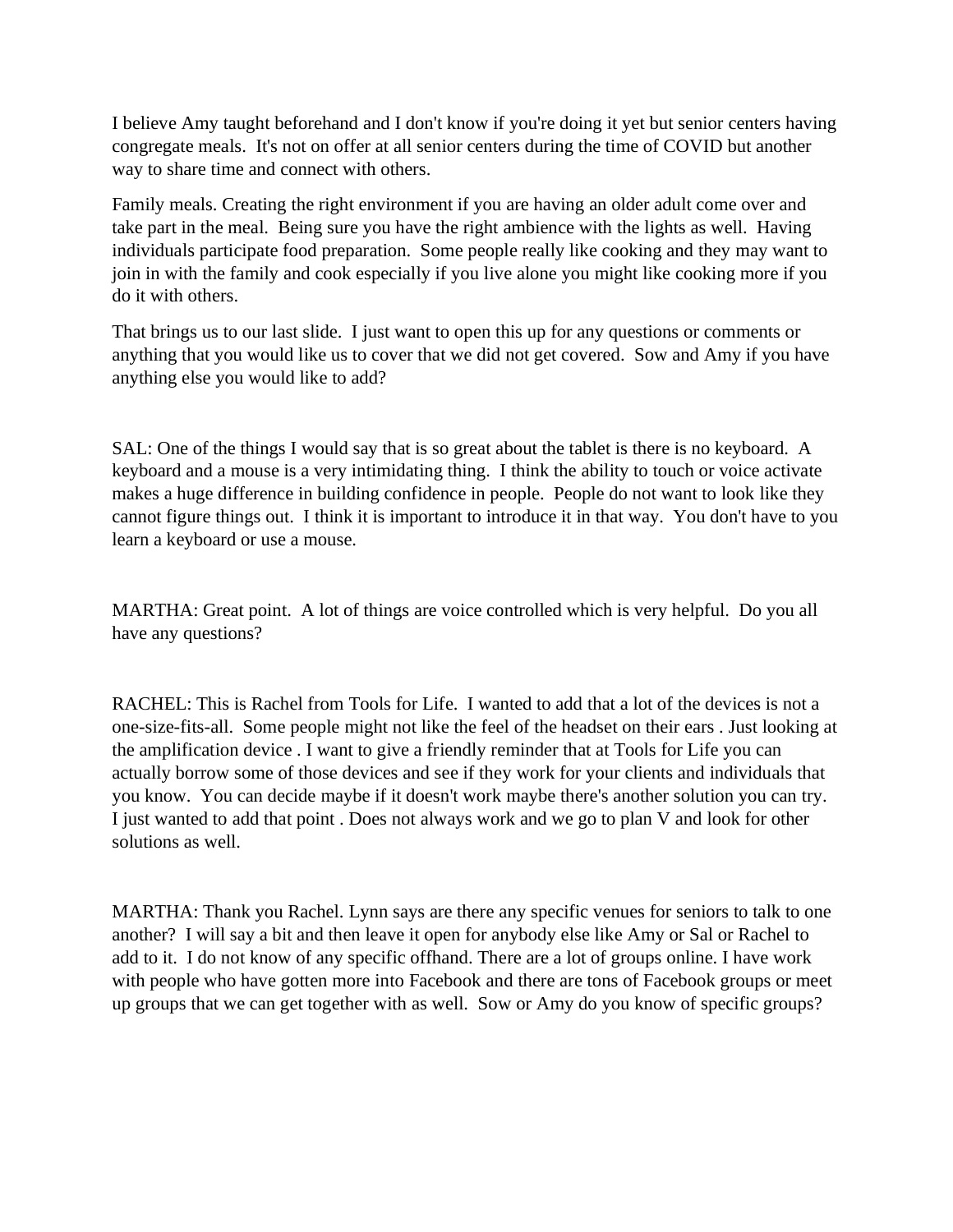I believe Amy taught beforehand and I don't know if you're doing it yet but senior centers having congregate meals.  It's not on offer at all senior centers during the time of COVID but another way to share time and connect with others.

Family meals. Creating the right environment if you are having an older adult come over and take part in the meal.  Being sure you have the right ambience with the lights as well.  Having individuals participate food preparation.  Some people really like cooking and they may want to join in with the family and cook especially if you live alone you might like cooking more if you do it with others.

That brings us to our last slide.  I just want to open this up for any questions or comments or anything that you would like us to cover that we did not get covered.  Sow and Amy if you have anything else you would like to add?

SAL: One of the things I would say that is so great about the tablet is there is no keyboard.  A keyboard and a mouse is a very intimidating thing.  I think the ability to touch or voice activate makes a huge difference in building confidence in people.  People do not want to look like they cannot figure things out.  I think it is important to introduce it in that way.  You don't have to you learn a keyboard or use a mouse.

MARTHA: Great point.  A lot of things are voice controlled which is very helpful.  Do you all have any questions?

RACHEL: This is Rachel from Tools for Life.  I wanted to add that a lot of the devices is not a one-size-fits-all.  Some people might not like the feel of the headset on their ears . Just looking at the amplification device . I want to give a friendly reminder that at Tools for Life you can actually borrow some of those devices and see if they work for your clients and individuals that you know.  You can decide maybe if it doesn't work maybe there's another solution you can try.  I just wanted to add that point . Does not always work and we go to plan V and look for other solutions as well.

MARTHA: Thank you Rachel. Lynn says are there any specific venues for seniors to talk to one another?  I will say a bit and then leave it open for anybody else like Amy or Sal or Rachel to add to it.  I do not know of any specific offhand. There are a lot of groups online. I have work with people who have gotten more into Facebook and there are tons of Facebook groups or meet up groups that we can get together with as well.  Sow or Amy do you know of specific groups?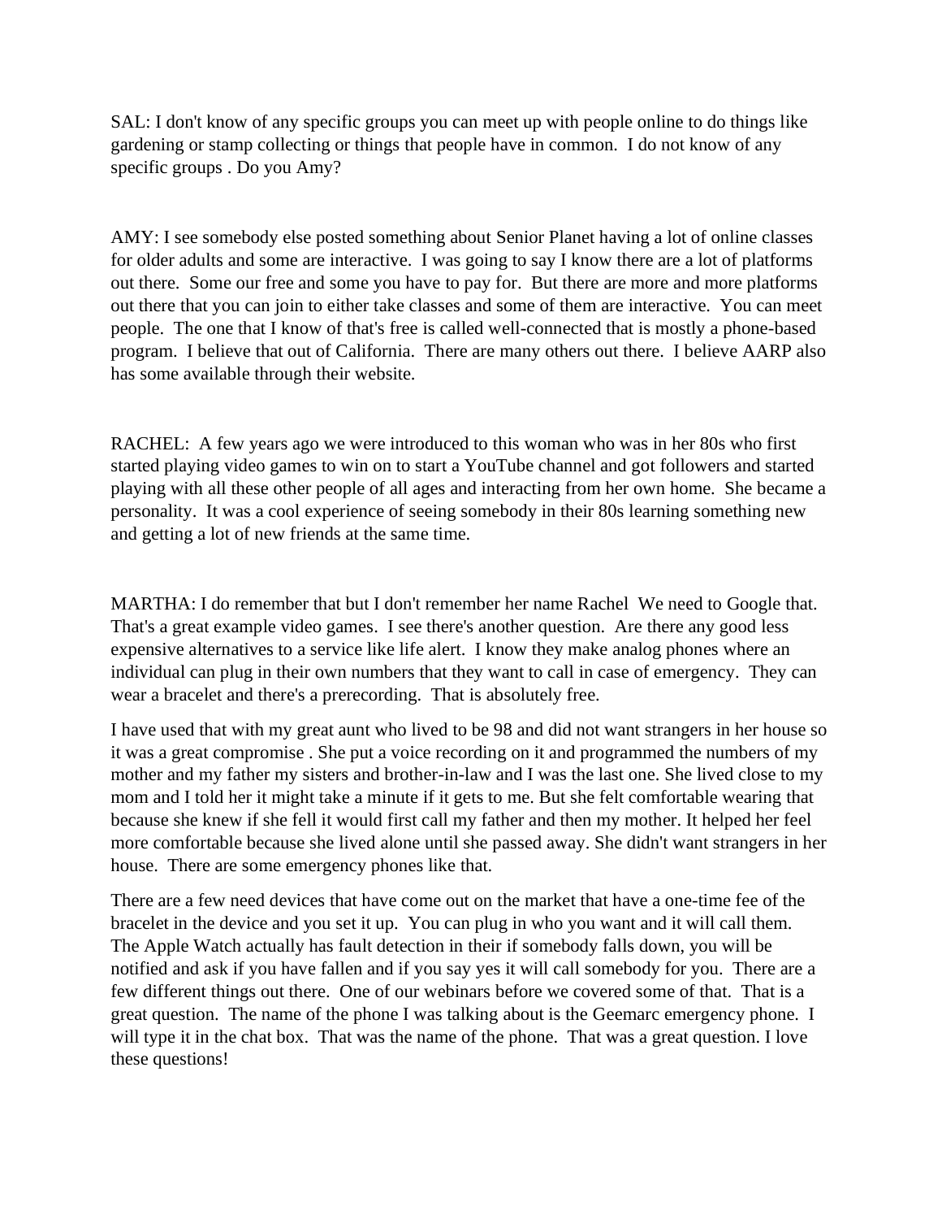SAL: I don't know of any specific groups you can meet up with people online to do things like gardening or stamp collecting or things that people have in common. I do not know of any specific groups . Do you Amy?

AMY: I see somebody else posted something about Senior Planet having a lot of online classes for older adults and some are interactive. I was going to say I know there are a lot of platforms out there. Some our free and some you have to pay for. But there are more and more platforms out there that you can join to either take classes and some of them are interactive. You can meet people. The one that I know of that's free is called well-connected that is mostly a phone-based program. I believe that out of California. There are many others out there. I believe AARP also has some available through their website.

RACHEL: A few years ago we were introduced to this woman who was in her 80s who first started playing video games to win on to start a YouTube channel and got followers and started playing with all these other people of all ages and interacting from her own home. She became a personality. It was a cool experience of seeing somebody in their 80s learning something new and getting a lot of new friends at the same time.

MARTHA: I do remember that but I don't remember her name Rachel We need to Google that. That's a great example video games. I see there's another question. Are there any good less expensive alternatives to a service like life alert. I know they make analog phones where an individual can plug in their own numbers that they want to call in case of emergency. They can wear a bracelet and there's a prerecording. That is absolutely free.

I have used that with my great aunt who lived to be 98 and did not want strangers in her house so it was a great compromise . She put a voice recording on it and programmed the numbers of my mother and my father my sisters and brother-in-law and I was the last one. She lived close to my mom and I told her it might take a minute if it gets to me. But she felt comfortable wearing that because she knew if she fell it would first call my father and then my mother. It helped her feel more comfortable because she lived alone until she passed away. She didn't want strangers in her house. There are some emergency phones like that.

There are a few need devices that have come out on the market that have a one-time fee of the bracelet in the device and you set it up. You can plug in who you want and it will call them. The Apple Watch actually has fault detection in their if somebody falls down, you will be notified and ask if you have fallen and if you say yes it will call somebody for you. There are a few different things out there. One of our webinars before we covered some of that. That is a great question. The name of the phone I was talking about is the Geemarc emergency phone. I will type it in the chat box. That was the name of the phone. That was a great question. I love these questions!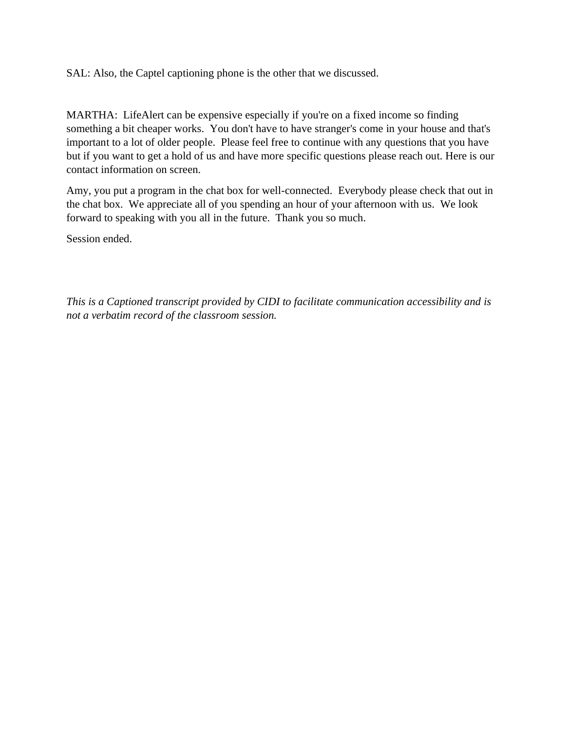SAL: Also, the Captel captioning phone is the other that we discussed.

MARTHA: LifeAlert can be expensive especially if you're on a fixed income so finding something a bit cheaper works. You don't have to have stranger's come in your house and that's important to a lot of older people. Please feel free to continue with any questions that you have but if you want to get a hold of us and have more specific questions please reach out. Here is our contact information on screen.

Amy, you put a program in the chat box for well-connected. Everybody please check that out in the chat box. We appreciate all of you spending an hour of your afternoon with us. We look forward to speaking with you all in the future. Thank you so much.

Session ended.

*This is a Captioned transcript provided by CIDI to facilitate communication accessibility and is not a verbatim record of the classroom session.*